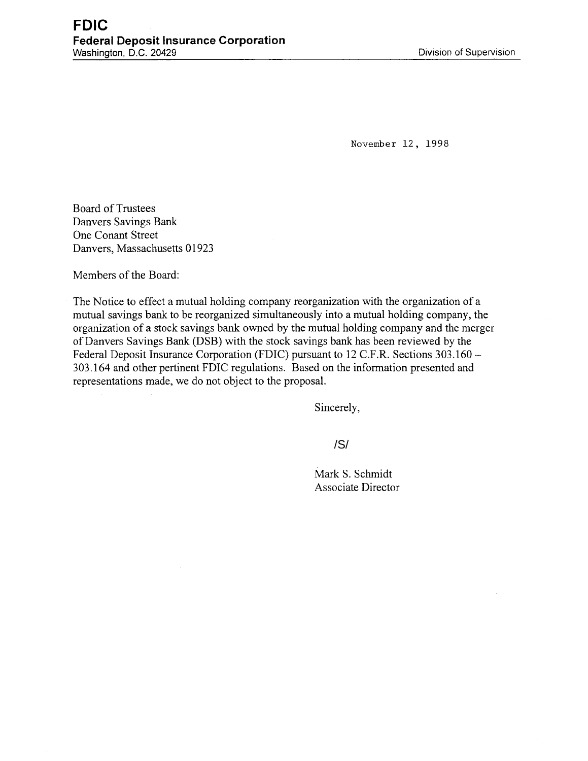**FDIC**
**Federal Deposit Insurance Corporation**
Washington, D.C. 20429 Division of Supervision

November 12, 1998

Board of Trustees
Danvers Savings Bank
One Conant Street
Danvers, Massachusetts 01923

Members of the Board:

The Notice to effect a mutual holding company reorganization with the organization of a mutual savings bank to be reorganized simultaneously into a mutual holding company, the organization of a stock savings bank owned by the mutual holding company and the merger of Danvers Savings Bank (DSB) with the stock savings bank has been reviewed by the Federal Deposit Insurance Corporation (FDIC) pursuant to 12 C.F.R. Sections 303.160 – 303.164 and other pertinent FDIC regulations. Based on the information presented and representations made, we do not object to the proposal.

Sincerely,

/S/

Mark S. Schmidt
Associate Director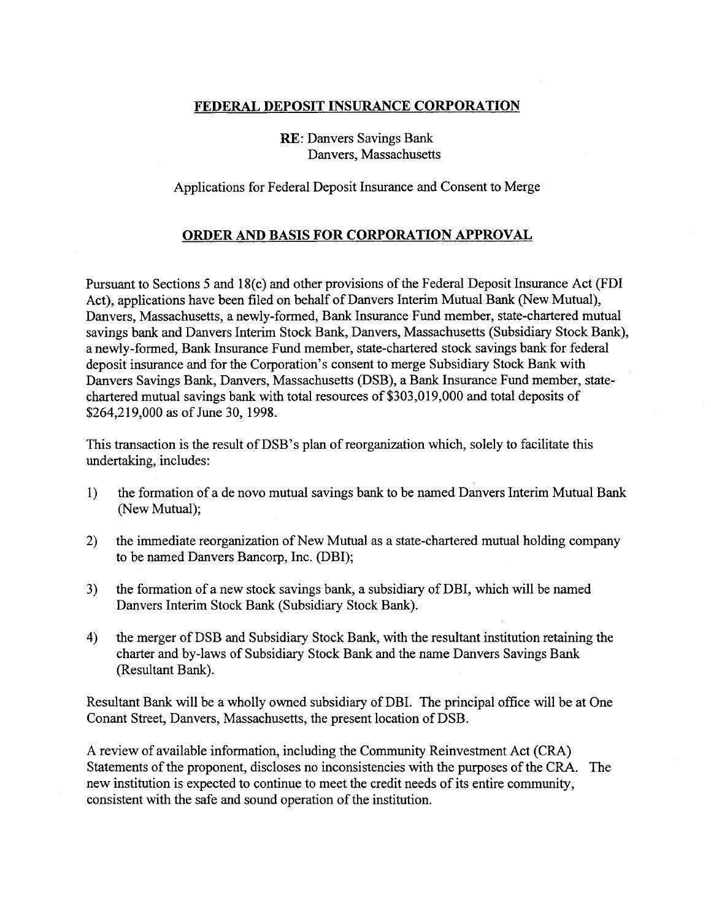**FEDERAL DEPOSIT INSURANCE CORPORATION**

**RE**: Danvers Savings Bank
Danvers, Massachusetts

Applications for Federal Deposit Insurance and Consent to Merge

**ORDER AND BASIS FOR CORPORATION APPROVAL**

Pursuant to Sections 5 and 18(c) and other provisions of the Federal Deposit Insurance Act (FDI Act), applications have been filed on behalf of Danvers Interim Mutual Bank (New Mutual), Danvers, Massachusetts, a newly-formed, Bank Insurance Fund member, state-chartered mutual savings bank and Danvers Interim Stock Bank, Danvers, Massachusetts (Subsidiary Stock Bank), a newly-formed, Bank Insurance Fund member, state-chartered stock savings bank for federal deposit insurance and for the Corporation's consent to merge Subsidiary Stock Bank with Danvers Savings Bank, Danvers, Massachusetts (DSB), a Bank Insurance Fund member, state-chartered mutual savings bank with total resources of $303,019,000 and total deposits of $264,219,000 as of June 30, 1998.

This transaction is the result of DSB's plan of reorganization which, solely to facilitate this undertaking, includes:

1) the formation of a de novo mutual savings bank to be named Danvers Interim Mutual Bank (New Mutual);

2) the immediate reorganization of New Mutual as a state-chartered mutual holding company to be named Danvers Bancorp, Inc. (DBI);

3) the formation of a new stock savings bank, a subsidiary of DBI, which will be named Danvers Interim Stock Bank (Subsidiary Stock Bank).

4) the merger of DSB and Subsidiary Stock Bank, with the resultant institution retaining the charter and by-laws of Subsidiary Stock Bank and the name Danvers Savings Bank (Resultant Bank).

Resultant Bank will be a wholly owned subsidiary of DBI. The principal office will be at One Conant Street, Danvers, Massachusetts, the present location of DSB.

A review of available information, including the Community Reinvestment Act (CRA) Statements of the proponent, discloses no inconsistencies with the purposes of the CRA. The new institution is expected to continue to meet the credit needs of its entire community, consistent with the safe and sound operation of the institution.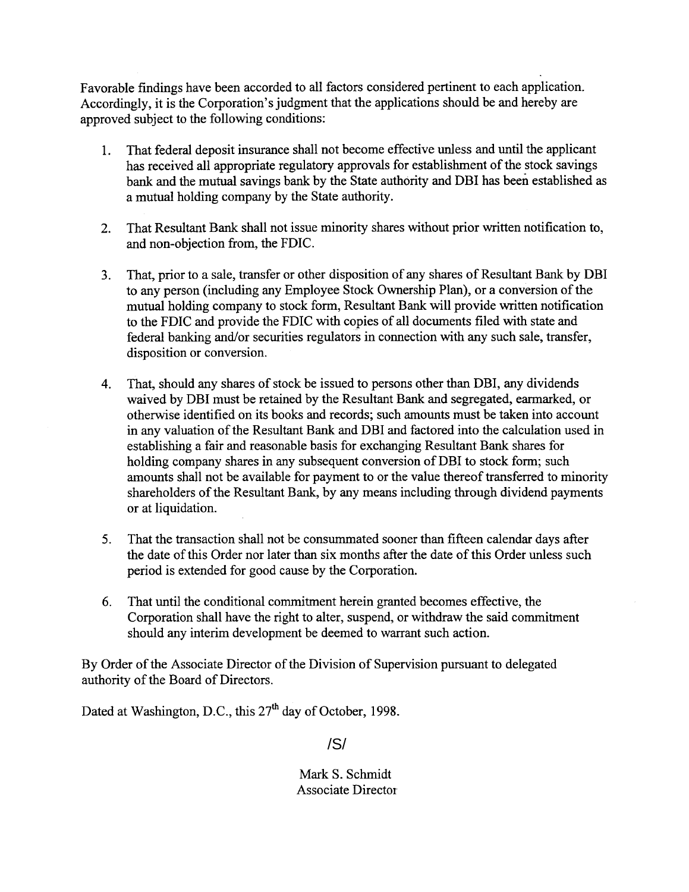Favorable findings have been accorded to all factors considered pertinent to each application. Accordingly, it is the Corporation's judgment that the applications should be and hereby are approved subject to the following conditions:

1. That federal deposit insurance shall not become effective unless and until the applicant has received all appropriate regulatory approvals for establishment of the stock savings bank and the mutual savings bank by the State authority and DBI has been established as a mutual holding company by the State authority.

2. That Resultant Bank shall not issue minority shares without prior written notification to, and non-objection from, the FDIC.

3. That, prior to a sale, transfer or other disposition of any shares of Resultant Bank by DBI to any person (including any Employee Stock Ownership Plan), or a conversion of the mutual holding company to stock form, Resultant Bank will provide written notification to the FDIC and provide the FDIC with copies of all documents filed with state and federal banking and/or securities regulators in connection with any such sale, transfer, disposition or conversion.

4. That, should any shares of stock be issued to persons other than DBI, any dividends waived by DBI must be retained by the Resultant Bank and segregated, earmarked, or otherwise identified on its books and records; such amounts must be taken into account in any valuation of the Resultant Bank and DBI and factored into the calculation used in establishing a fair and reasonable basis for exchanging Resultant Bank shares for holding company shares in any subsequent conversion of DBI to stock form; such amounts shall not be available for payment to or the value thereof transferred to minority shareholders of the Resultant Bank, by any means including through dividend payments or at liquidation.

5. That the transaction shall not be consummated sooner than fifteen calendar days after the date of this Order nor later than six months after the date of this Order unless such period is extended for good cause by the Corporation.

6. That until the conditional commitment herein granted becomes effective, the Corporation shall have the right to alter, suspend, or withdraw the said commitment should any interim development be deemed to warrant such action.

By Order of the Associate Director of the Division of Supervision pursuant to delegated authority of the Board of Directors.

Dated at Washington, D.C., this 27th day of October, 1998.

/S/

Mark S. Schmidt
Associate Director